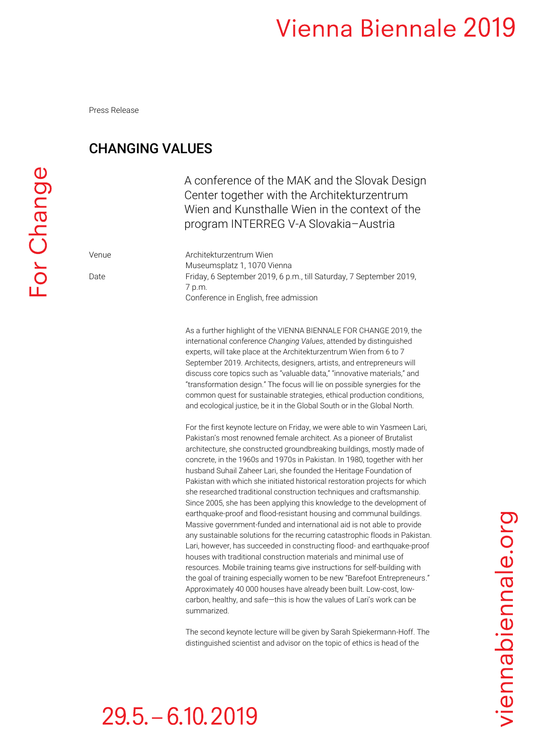Press Release

# CHANGING VALUES

A conference of the MAK and the Slovak Design Center together with the Architekturzentrum Wien and Kunsthalle Wien in the context of the program INTERREG V-A Slovakia–Austria

| | |
|---|---|
| Venue | Architekturzentrum Wien<br>Museumsplatz 1, 1070 Vienna |
| Date | Friday, 6 September 2019, 6 p.m., till Saturday, 7 September 2019, 7 p.m.<br>Conference in English, free admission |

As a further highlight of the VIENNA BIENNALE FOR CHANGE 2019, the international conference *Changing Values*, attended by distinguished experts, will take place at the Architekturzentrum Wien from 6 to 7 September 2019. Architects, designers, artists, and entrepreneurs will discuss core topics such as "valuable data," "innovative materials," and "transformation design." The focus will lie on possible synergies for the common quest for sustainable strategies, ethical production conditions, and ecological justice, be it in the Global South or in the Global North.

For the first keynote lecture on Friday, we were able to win Yasmeen Lari, Pakistan's most renowned female architect. As a pioneer of Brutalist architecture, she constructed groundbreaking buildings, mostly made of concrete, in the 1960s and 1970s in Pakistan. In 1980, together with her husband Suhail Zaheer Lari, she founded the Heritage Foundation of Pakistan with which she initiated historical restoration projects for which she researched traditional construction techniques and craftsmanship. Since 2005, she has been applying this knowledge to the development of earthquake-proof and flood-resistant housing and communal buildings. Massive government-funded and international aid is not able to provide any sustainable solutions for the recurring catastrophic floods in Pakistan. Lari, however, has succeeded in constructing flood- and earthquake-proof houses with traditional construction materials and minimal use of resources. Mobile training teams give instructions for self-building with the goal of training especially women to be new "Barefoot Entrepreneurs." Approximately 40 000 houses have already been built. Low-cost, low-carbon, healthy, and safe—this is how the values of Lari's work can be summarized.

The second keynote lecture will be given by Sarah Spiekermann-Hoff. The distinguished scientist and advisor on the topic of ethics is head of the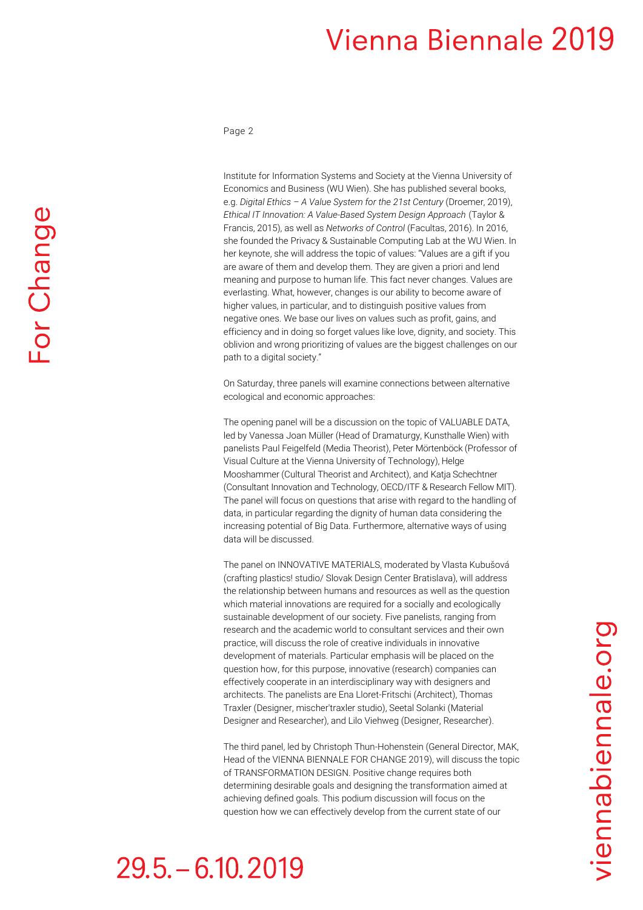Institute for Information Systems and Society at the Vienna University of Economics and Business (WU Wien). She has published several books, e.g. *Digital Ethics – A Value System for the 21st Century* (Droemer, 2019), *Ethical IT Innovation: A Value-Based System Design Approach* (Taylor & Francis, 2015), as well as *Networks of Control* (Facultas, 2016). In 2016, she founded the Privacy & Sustainable Computing Lab at the WU Wien. In her keynote, she will address the topic of values: "Values are a gift if you are aware of them and develop them. They are given a priori and lend meaning and purpose to human life. This fact never changes. Values are everlasting. What, however, changes is our ability to become aware of higher values, in particular, and to distinguish positive values from negative ones. We base our lives on values such as profit, gains, and efficiency and in doing so forget values like love, dignity, and society. This oblivion and wrong prioritizing of values are the biggest challenges on our path to a digital society."

On Saturday, three panels will examine connections between alternative ecological and economic approaches:

The opening panel will be a discussion on the topic of VALUABLE DATA, led by Vanessa Joan Müller (Head of Dramaturgy, Kunsthalle Wien) with panelists Paul Feigelfeld (Media Theorist), Peter Mörtenböck (Professor of Visual Culture at the Vienna University of Technology), Helge Mooshammer (Cultural Theorist and Architect), and Katja Schechtner (Consultant Innovation and Technology, OECD/ITF & Research Fellow MIT). The panel will focus on questions that arise with regard to the handling of data, in particular regarding the dignity of human data considering the increasing potential of Big Data. Furthermore, alternative ways of using data will be discussed.

The panel on INNOVATIVE MATERIALS, moderated by Vlasta Kubušová (crafting plastics! studio/ Slovak Design Center Bratislava), will address the relationship between humans and resources as well as the question which material innovations are required for a socially and ecologically sustainable development of our society. Five panelists, ranging from research and the academic world to consultant services and their own practice, will discuss the role of creative individuals in innovative development of materials. Particular emphasis will be placed on the question how, for this purpose, innovative (research) companies can effectively cooperate in an interdisciplinary way with designers and architects. The panelists are Ena Lloret-Fritschi (Architect), Thomas Traxler (Designer, mischer'traxler studio), Seetal Solanki (Material Designer and Researcher), and Lilo Viehweg (Designer, Researcher).

The third panel, led by Christoph Thun-Hohenstein (General Director, MAK, Head of the VIENNA BIENNALE FOR CHANGE 2019), will discuss the topic of TRANSFORMATION DESIGN. Positive change requires both determining desirable goals and designing the transformation aimed at achieving defined goals. This podium discussion will focus on the question how we can effectively develop from the current state of our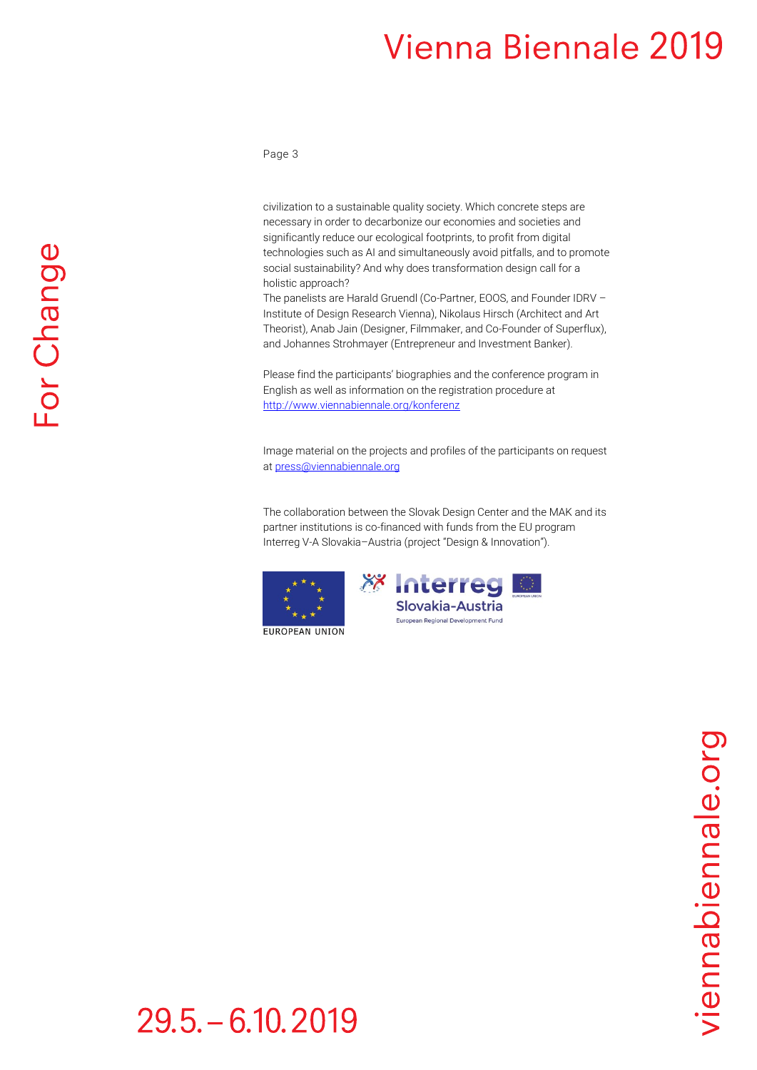civilization to a sustainable quality society. Which concrete steps are necessary in order to decarbonize our economies and societies and significantly reduce our ecological footprints, to profit from digital technologies such as AI and simultaneously avoid pitfalls, and to promote social sustainability? And why does transformation design call for a holistic approach?
The panelists are Harald Gruendl (Co-Partner, EOOS, and Founder IDRV – Institute of Design Research Vienna), Nikolaus Hirsch (Architect and Art Theorist), Anab Jain (Designer, Filmmaker, and Co-Founder of Superflux), and Johannes Strohmayer (Entrepreneur and Investment Banker).

Please find the participants' biographies and the conference program in English as well as information on the registration procedure at [http://www.viennabiennale.org/konferenz](http://www.viennabiennale.org/konferenz)

Image material on the projects and profiles of the participants on request at [press@viennabiennale.org](mailto:press@viennabiennale.org)

The collaboration between the Slovak Design Center and the MAK and its partner institutions is co-financed with funds from the EU program Interreg V-A Slovakia–Austria (project "Design & Innovation").

EUROPEAN UNION

Interreg Slovakia-Austria
European Regional Development Fund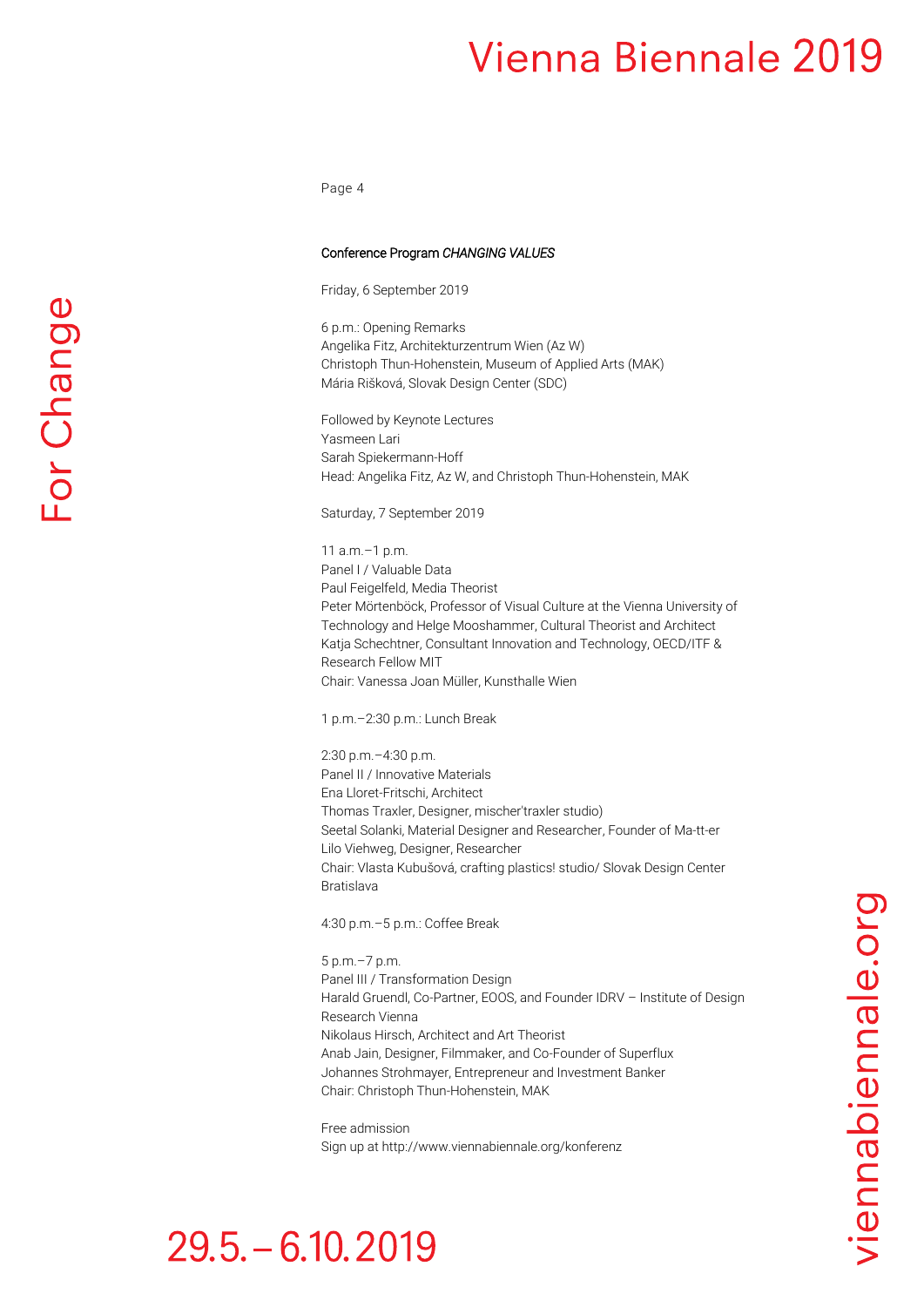Conference Program *CHANGING VALUES*

Friday, 6 September 2019

6 p.m.: Opening Remarks
Angelika Fitz, Architekturzentrum Wien (Az W)
Christoph Thun-Hohenstein, Museum of Applied Arts (MAK)
Mária Rišková, Slovak Design Center (SDC)

Followed by Keynote Lectures
Yasmeen Lari
Sarah Spiekermann-Hoff
Head: Angelika Fitz, Az W, and Christoph Thun-Hohenstein, MAK

Saturday, 7 September 2019

11 a.m.–1 p.m.
Panel I / Valuable Data
Paul Feigelfeld, Media Theorist
Peter Mörtenböck, Professor of Visual Culture at the Vienna University of Technology and Helge Mooshammer, Cultural Theorist and Architect
Katja Schechtner, Consultant Innovation and Technology, OECD/ITF & Research Fellow MIT
Chair: Vanessa Joan Müller, Kunsthalle Wien

1 p.m.–2:30 p.m.: Lunch Break

2:30 p.m.–4:30 p.m.
Panel II / Innovative Materials
Ena Lloret-Fritschi, Architect
Thomas Traxler, Designer, mischer'traxler studio)
Seetal Solanki, Material Designer and Researcher, Founder of Ma-tt-er
Lilo Viehweg, Designer, Researcher
Chair: Vlasta Kubušová, crafting plastics! studio/ Slovak Design Center Bratislava

4:30 p.m.–5 p.m.: Coffee Break

5 p.m.–7 p.m.
Panel III / Transformation Design
Harald Gruendl, Co-Partner, EOOS, and Founder IDRV – Institute of Design Research Vienna
Nikolaus Hirsch, Architect and Art Theorist
Anab Jain, Designer, Filmmaker, and Co-Founder of Superflux
Johannes Strohmayer, Entrepreneur and Investment Banker
Chair: Christoph Thun-Hohenstein, MAK

Free admission
Sign up at http://www.viennabiennale.org/konferenz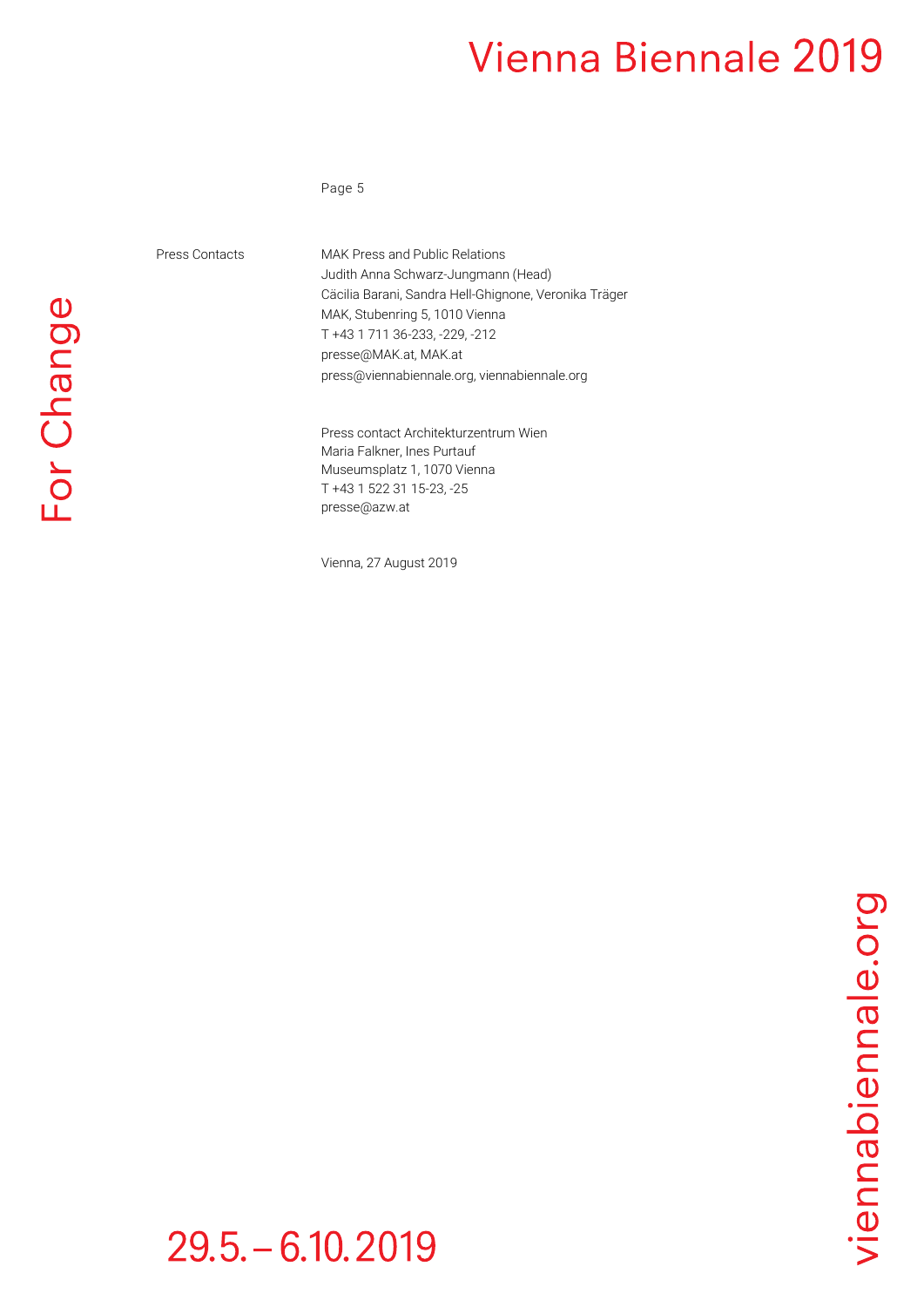Press Contacts

MAK Press and Public Relations
Judith Anna Schwarz-Jungmann (Head)
Cäcilia Barani, Sandra Hell-Ghignone, Veronika Träger
MAK, Stubenring 5, 1010 Vienna
T +43 1 711 36-233, -229, -212
presse@MAK.at, MAK.at
press@viennabiennale.org, viennabiennale.org

Press contact Architekturzentrum Wien
Maria Falkner, Ines Purtauf
Museumsplatz 1, 1070 Vienna
T +43 1 522 31 15-23, -25
presse@azw.at

Vienna, 27 August 2019